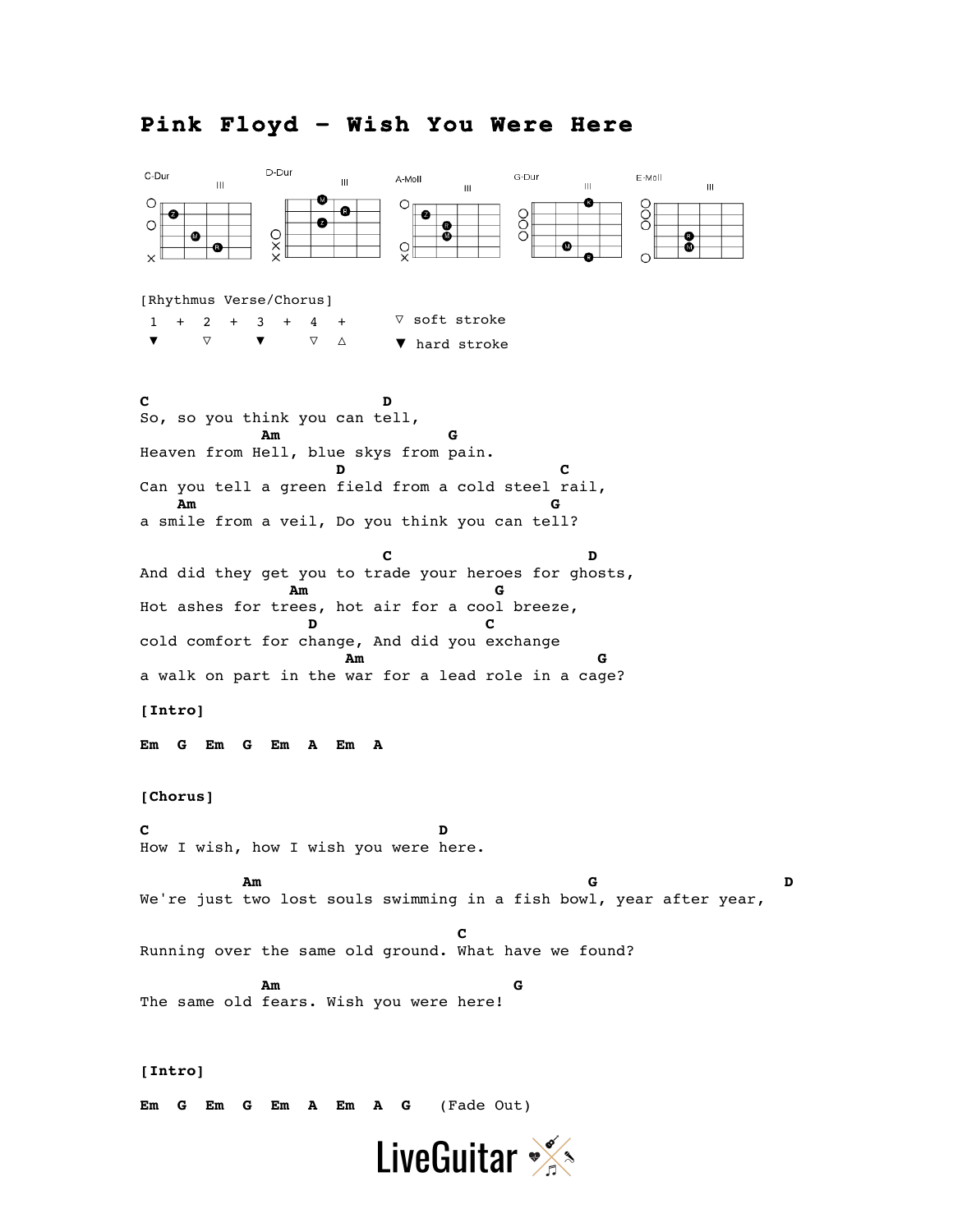# Pink Floyd - Wish You Were Here

C-Dur  D-Dur  A-Moll  G-Dur  E-Moll

```
[Rhythmus Verse/Chorus]
 1   +   2   +   3   +   4   +      ▽ soft stroke
 ▼       ▽       ▼       ▽   △      ▼ hard stroke
```

```
C                                 D
So, so you think you can tell,
                 Am                    G
Heaven from Hell, blue skys from pain.
                            D                              C
Can you tell a green field from a cold steel rail,
      Am                                               G
a smile from a veil, Do you think you can tell?

                                 C                          D
And did they get you to trade your heroes for ghosts,
                     Am                       G
Hot ashes for trees, hot air for a cool breeze,
                       D                C
cold comfort for change, And did you exchange
                             Am                              G
a walk on part in the war for a lead role in a cage?
```

**[Intro]**

**Em G Em G Em A Em A**

**[Chorus]**

```
C                                         D
How I wish, how I wish you were here.

               Am                                                G                           D
We're just two lost souls swimming in a fish bowl, year after year,

                                              C
Running over the same old ground. What have we found?

                 Am                           G
The same old fears. Wish you were here!
```

**[Intro]**

**Em G Em G Em A Em A G** (Fade Out)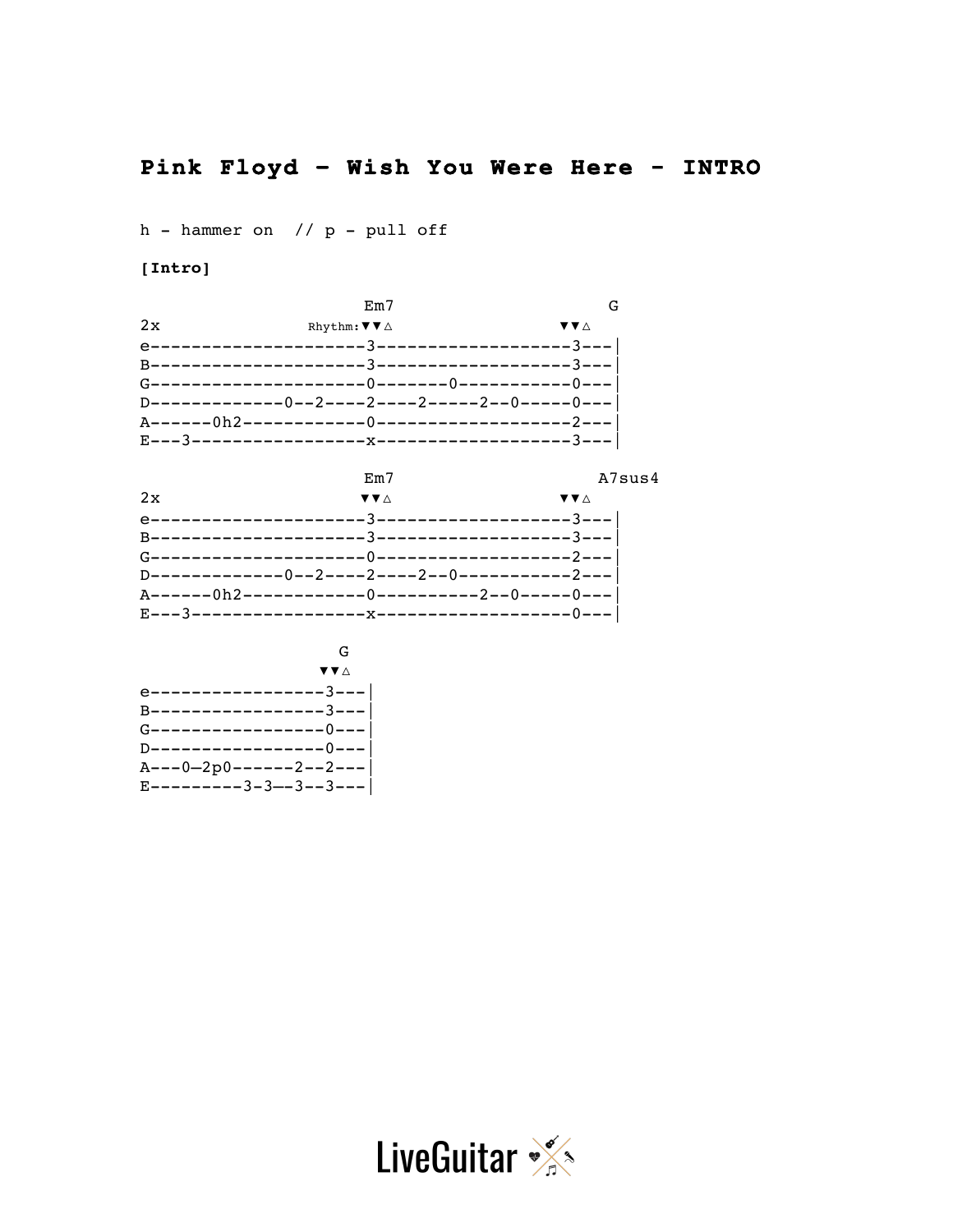# Pink Floyd - Wish You Were Here - INTRO

h - hammer on  // p - pull off

**[Intro]**

```
                     Em7                  G
2x              Rhythm:▼▼△                ▼▼△
e---------------------3-------------------3---|
B---------------------3-------------------3---|
G---------------------0-------0-----------0---|
D-------------0--2----2----2-----2--0-----0---|
A------0h2------------0-------------------2---|
E---3-----------------x-------------------3---|

                     Em7                  A7sus4
2x                   ▼▼△                  ▼▼△
e---------------------3-------------------3---|
B---------------------3-------------------3---|
G---------------------0-------------------2---|
D-------------0--2----2----2--0-----------2---|
A------0h2------------0----------2--0-----0---|
E---3-----------------x-------------------0---|

                  G
                 ▼▼△
e-----------------3---|
B-----------------3---|
G-----------------0---|
D-----------------0---|
A---0—2p0------2--2---|
E---------3-3—-3--3---|
```